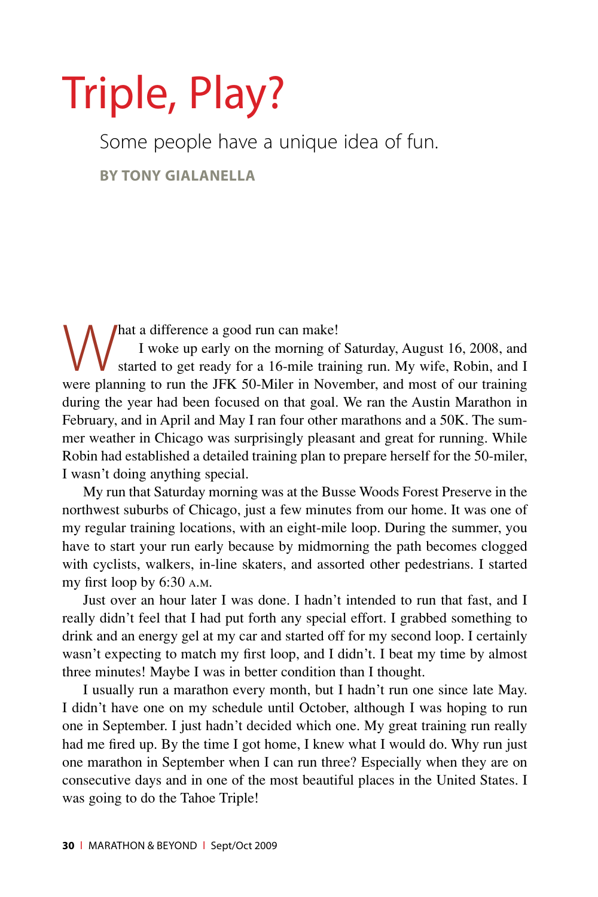# Triple, Play?

Some people have a unique idea of fun.

**BY TONY GIALANELLA**

What a difference a good run can make!

I woke up early on the morning of Saturday, August 16, 2008, and started to get ready for a 16-mile training run. My wife, Robin, and I were planning to run the JFK 50-Miler in November, and most of our training during the year had been focused on that goal. We ran the Austin Marathon in February, and in April and May I ran four other marathons and a 50K. The summer weather in Chicago was surprisingly pleasant and great for running. While Robin had established a detailed training plan to prepare herself for the 50-miler, I wasn't doing anything special.

My run that Saturday morning was at the Busse Woods Forest Preserve in the northwest suburbs of Chicago, just a few minutes from our home. It was one of my regular training locations, with an eight-mile loop. During the summer, you have to start your run early because by midmorning the path becomes clogged with cyclists, walkers, in-line skaters, and assorted other pedestrians. I started my first loop by 6:30 A.M.

Just over an hour later I was done. I hadn't intended to run that fast, and I really didn't feel that I had put forth any special effort. I grabbed something to drink and an energy gel at my car and started off for my second loop. I certainly wasn't expecting to match my first loop, and I didn't. I beat my time by almost three minutes! Maybe I was in better condition than I thought.

I usually run a marathon every month, but I hadn't run one since late May. I didn't have one on my schedule until October, although I was hoping to run one in September. I just hadn't decided which one. My great training run really had me fired up. By the time I got home, I knew what I would do. Why run just one marathon in September when I can run three? Especially when they are on consecutive days and in one of the most beautiful places in the United States. I was going to do the Tahoe Triple!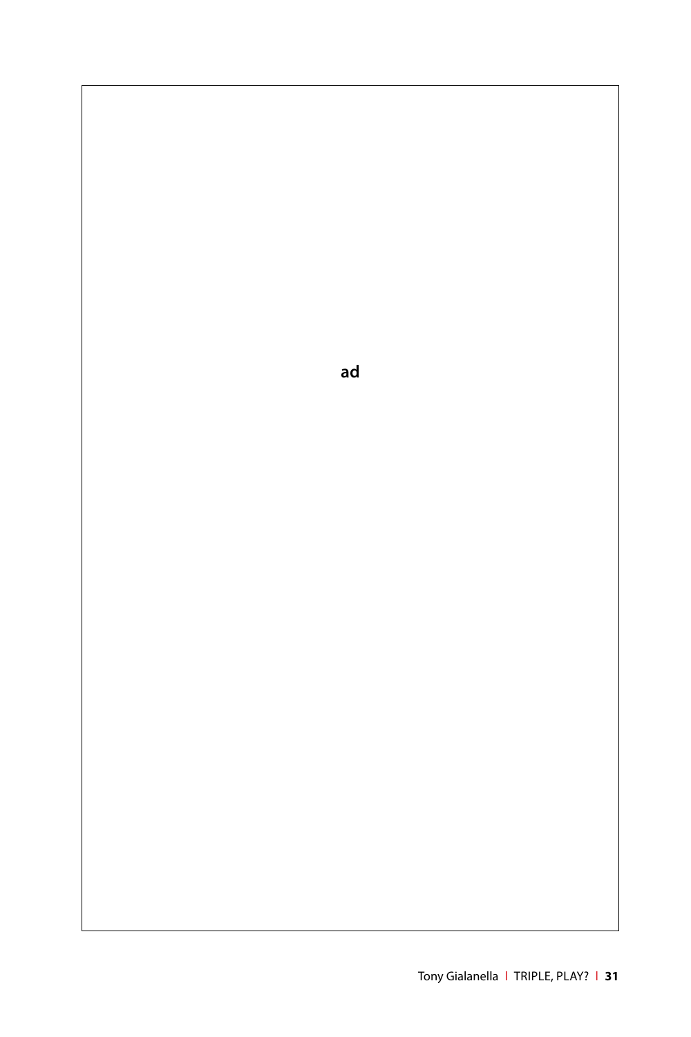ad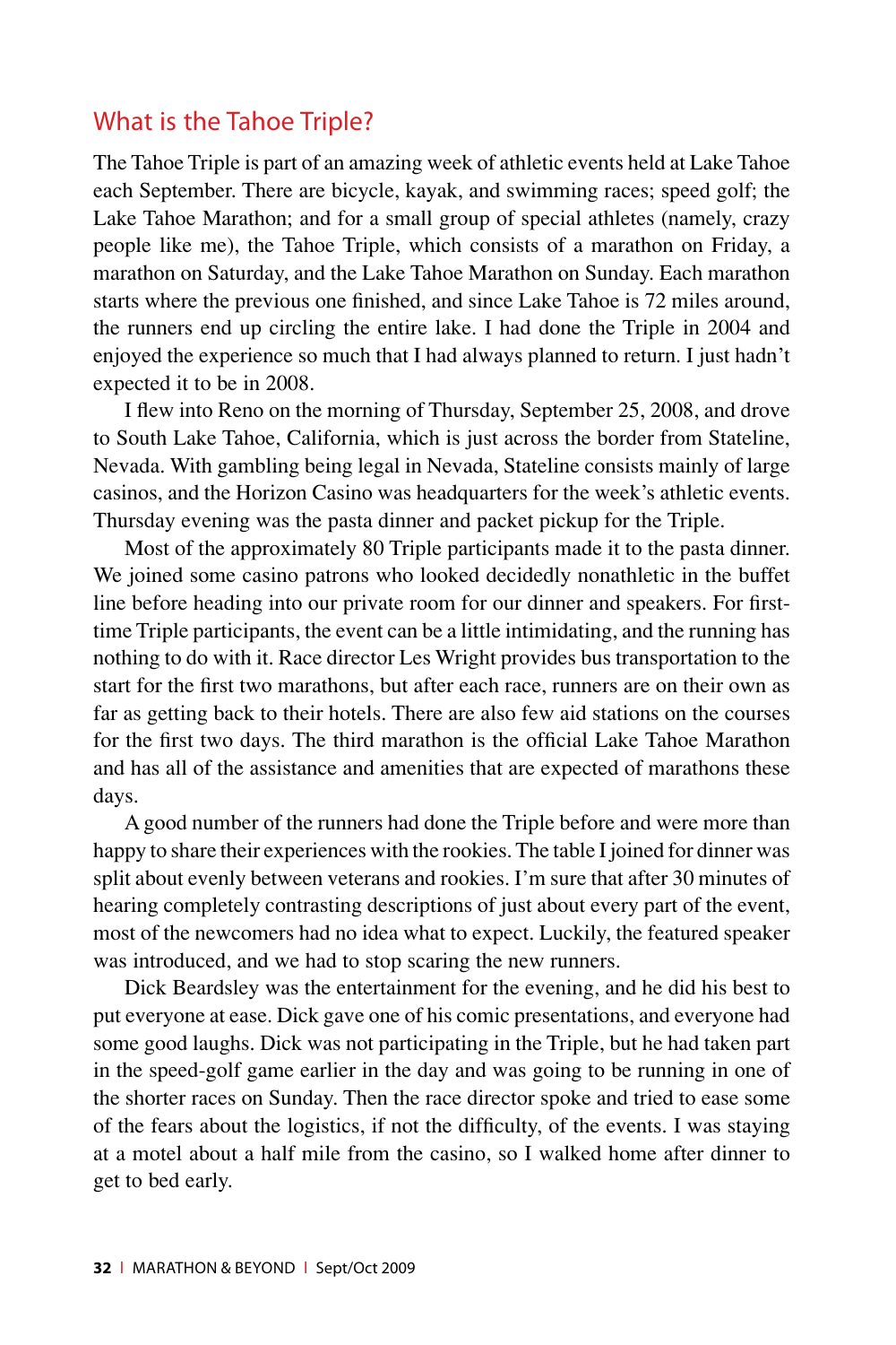## What is the Tahoe Triple?

The Tahoe Triple is part of an amazing week of athletic events held at Lake Tahoe each September. There are bicycle, kayak, and swimming races; speed golf; the Lake Tahoe Marathon; and for a small group of special athletes (namely, crazy people like me), the Tahoe Triple, which consists of a marathon on Friday, a marathon on Saturday, and the Lake Tahoe Marathon on Sunday. Each marathon starts where the previous one finished, and since Lake Tahoe is 72 miles around, the runners end up circling the entire lake. I had done the Triple in 2004 and enjoyed the experience so much that I had always planned to return. I just hadn't expected it to be in 2008.

I flew into Reno on the morning of Thursday, September 25, 2008, and drove to South Lake Tahoe, California, which is just across the border from Stateline, Nevada. With gambling being legal in Nevada, Stateline consists mainly of large casinos, and the Horizon Casino was headquarters for the week's athletic events. Thursday evening was the pasta dinner and packet pickup for the Triple.

Most of the approximately 80 Triple participants made it to the pasta dinner. We joined some casino patrons who looked decidedly nonathletic in the buffet line before heading into our private room for our dinner and speakers. For first-time Triple participants, the event can be a little intimidating, and the running has nothing to do with it. Race director Les Wright provides bus transportation to the start for the first two marathons, but after each race, runners are on their own as far as getting back to their hotels. There are also few aid stations on the courses for the first two days. The third marathon is the official Lake Tahoe Marathon and has all of the assistance and amenities that are expected of marathons these days.

A good number of the runners had done the Triple before and were more than happy to share their experiences with the rookies. The table I joined for dinner was split about evenly between veterans and rookies. I'm sure that after 30 minutes of hearing completely contrasting descriptions of just about every part of the event, most of the newcomers had no idea what to expect. Luckily, the featured speaker was introduced, and we had to stop scaring the new runners.

Dick Beardsley was the entertainment for the evening, and he did his best to put everyone at ease. Dick gave one of his comic presentations, and everyone had some good laughs. Dick was not participating in the Triple, but he had taken part in the speed-golf game earlier in the day and was going to be running in one of the shorter races on Sunday. Then the race director spoke and tried to ease some of the fears about the logistics, if not the difficulty, of the events. I was staying at a motel about a half mile from the casino, so I walked home after dinner to get to bed early.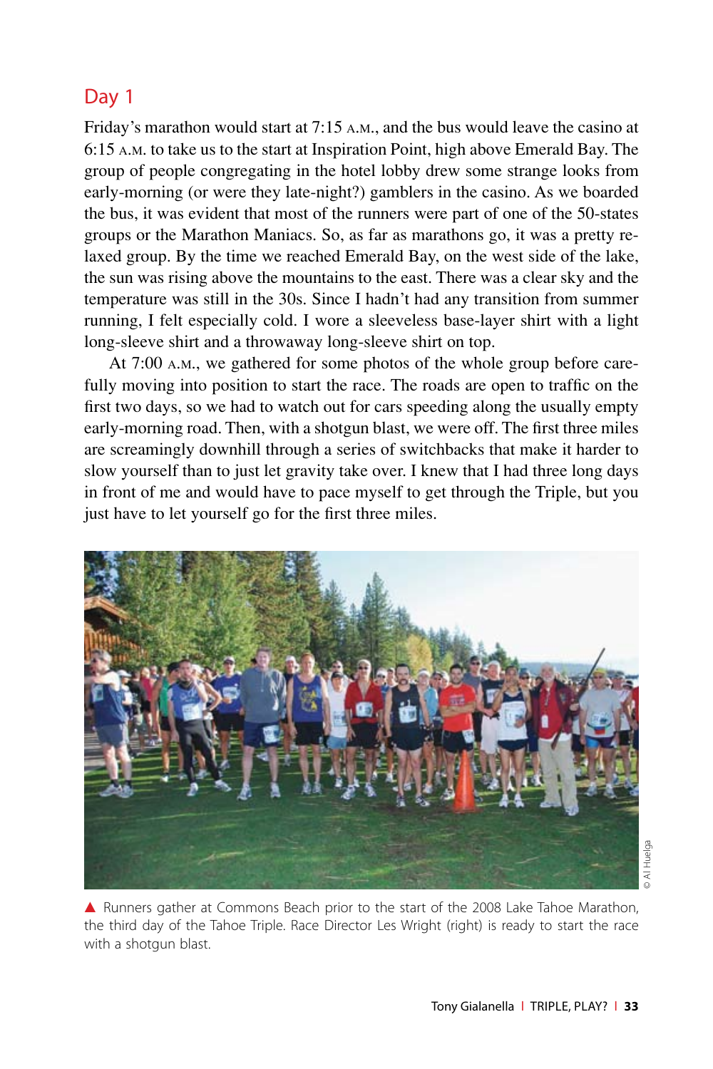## Day 1

Friday's marathon would start at 7:15 A.M., and the bus would leave the casino at 6:15 A.M. to take us to the start at Inspiration Point, high above Emerald Bay. The group of people congregating in the hotel lobby drew some strange looks from early-morning (or were they late-night?) gamblers in the casino. As we boarded the bus, it was evident that most of the runners were part of one of the 50-states groups or the Marathon Maniacs. So, as far as marathons go, it was a pretty relaxed group. By the time we reached Emerald Bay, on the west side of the lake, the sun was rising above the mountains to the east. There was a clear sky and the temperature was still in the 30s. Since I hadn't had any transition from summer running, I felt especially cold. I wore a sleeveless base-layer shirt with a light long-sleeve shirt and a throwaway long-sleeve shirt on top.

At 7:00 A.M., we gathered for some photos of the whole group before carefully moving into position to start the race. The roads are open to traffic on the first two days, so we had to watch out for cars speeding along the usually empty early-morning road. Then, with a shotgun blast, we were off. The first three miles are screamingly downhill through a series of switchbacks that make it harder to slow yourself than to just let gravity take over. I knew that I had three long days in front of me and would have to pace myself to get through the Triple, but you just have to let yourself go for the first three miles.

© Al Huelga

▲ Runners gather at Commons Beach prior to the start of the 2008 Lake Tahoe Marathon, the third day of the Tahoe Triple. Race Director Les Wright (right) is ready to start the race with a shotgun blast.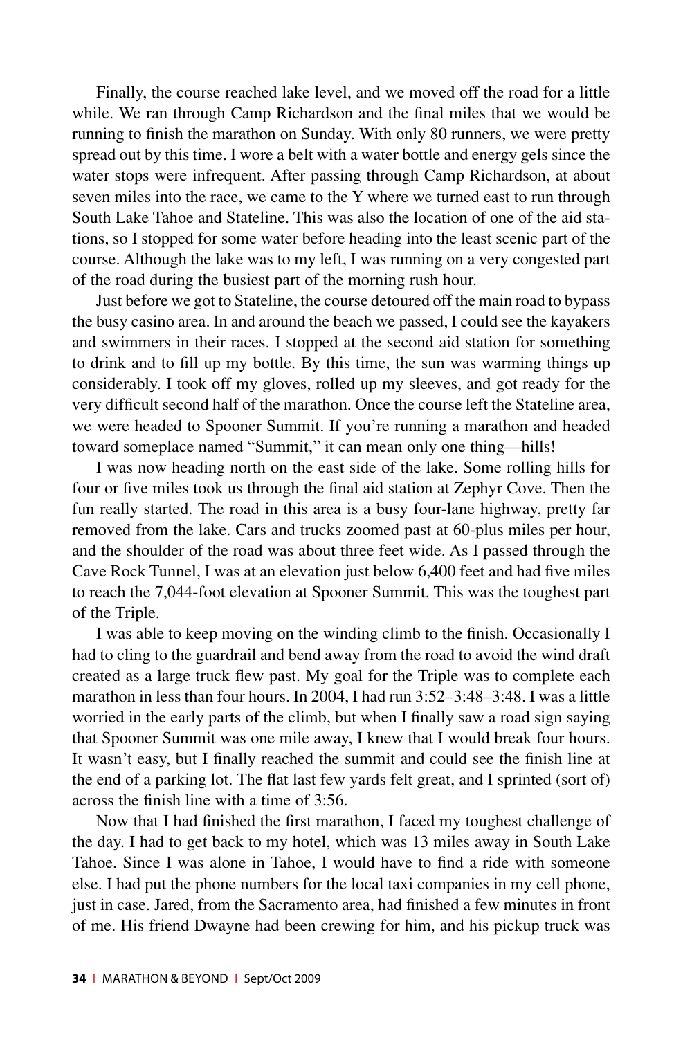Finally, the course reached lake level, and we moved off the road for a little while. We ran through Camp Richardson and the final miles that we would be running to finish the marathon on Sunday. With only 80 runners, we were pretty spread out by this time. I wore a belt with a water bottle and energy gels since the water stops were infrequent. After passing through Camp Richardson, at about seven miles into the race, we came to the Y where we turned east to run through South Lake Tahoe and Stateline. This was also the location of one of the aid stations, so I stopped for some water before heading into the least scenic part of the course. Although the lake was to my left, I was running on a very congested part of the road during the busiest part of the morning rush hour.

Just before we got to Stateline, the course detoured off the main road to bypass the busy casino area. In and around the beach we passed, I could see the kayakers and swimmers in their races. I stopped at the second aid station for something to drink and to fill up my bottle. By this time, the sun was warming things up considerably. I took off my gloves, rolled up my sleeves, and got ready for the very difficult second half of the marathon. Once the course left the Stateline area, we were headed to Spooner Summit. If you're running a marathon and headed toward someplace named "Summit," it can mean only one thing—hills!

I was now heading north on the east side of the lake. Some rolling hills for four or five miles took us through the final aid station at Zephyr Cove. Then the fun really started. The road in this area is a busy four-lane highway, pretty far removed from the lake. Cars and trucks zoomed past at 60-plus miles per hour, and the shoulder of the road was about three feet wide. As I passed through the Cave Rock Tunnel, I was at an elevation just below 6,400 feet and had five miles to reach the 7,044-foot elevation at Spooner Summit. This was the toughest part of the Triple.

I was able to keep moving on the winding climb to the finish. Occasionally I had to cling to the guardrail and bend away from the road to avoid the wind draft created as a large truck flew past. My goal for the Triple was to complete each marathon in less than four hours. In 2004, I had run 3:52–3:48–3:48. I was a little worried in the early parts of the climb, but when I finally saw a road sign saying that Spooner Summit was one mile away, I knew that I would break four hours. It wasn't easy, but I finally reached the summit and could see the finish line at the end of a parking lot. The flat last few yards felt great, and I sprinted (sort of) across the finish line with a time of 3:56.

Now that I had finished the first marathon, I faced my toughest challenge of the day. I had to get back to my hotel, which was 13 miles away in South Lake Tahoe. Since I was alone in Tahoe, I would have to find a ride with someone else. I had put the phone numbers for the local taxi companies in my cell phone, just in case. Jared, from the Sacramento area, had finished a few minutes in front of me. His friend Dwayne had been crewing for him, and his pickup truck was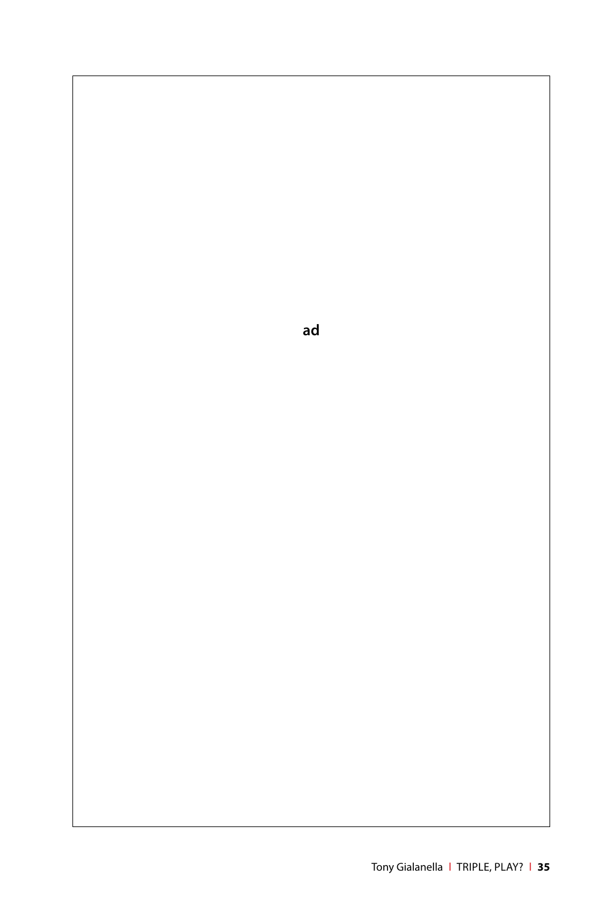ad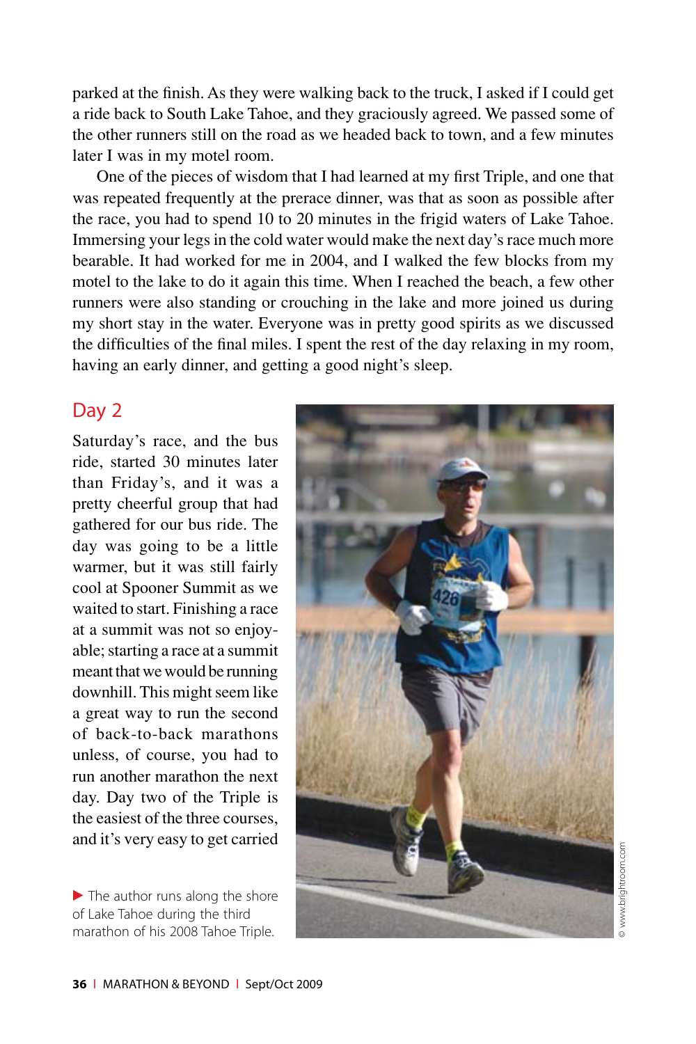parked at the finish. As they were walking back to the truck, I asked if I could get a ride back to South Lake Tahoe, and they graciously agreed. We passed some of the other runners still on the road as we headed back to town, and a few minutes later I was in my motel room.

One of the pieces of wisdom that I had learned at my first Triple, and one that was repeated frequently at the prerace dinner, was that as soon as possible after the race, you had to spend 10 to 20 minutes in the frigid waters of Lake Tahoe. Immersing your legs in the cold water would make the next day's race much more bearable. It had worked for me in 2004, and I walked the few blocks from my motel to the lake to do it again this time. When I reached the beach, a few other runners were also standing or crouching in the lake and more joined us during my short stay in the water. Everyone was in pretty good spirits as we discussed the difficulties of the final miles. I spent the rest of the day relaxing in my room, having an early dinner, and getting a good night's sleep.

## Day 2

Saturday's race, and the bus ride, started 30 minutes later than Friday's, and it was a pretty cheerful group that had gathered for our bus ride. The day was going to be a little warmer, but it was still fairly cool at Spooner Summit as we waited to start. Finishing a race at a summit was not so enjoyable; starting a race at a summit meant that we would be running downhill. This might seem like a great way to run the second of back-to-back marathons unless, of course, you had to run another marathon the next day. Day two of the Triple is the easiest of the three courses, and it's very easy to get carried

▶ The author runs along the shore of Lake Tahoe during the third marathon of his 2008 Tahoe Triple.

© www.brightroom.com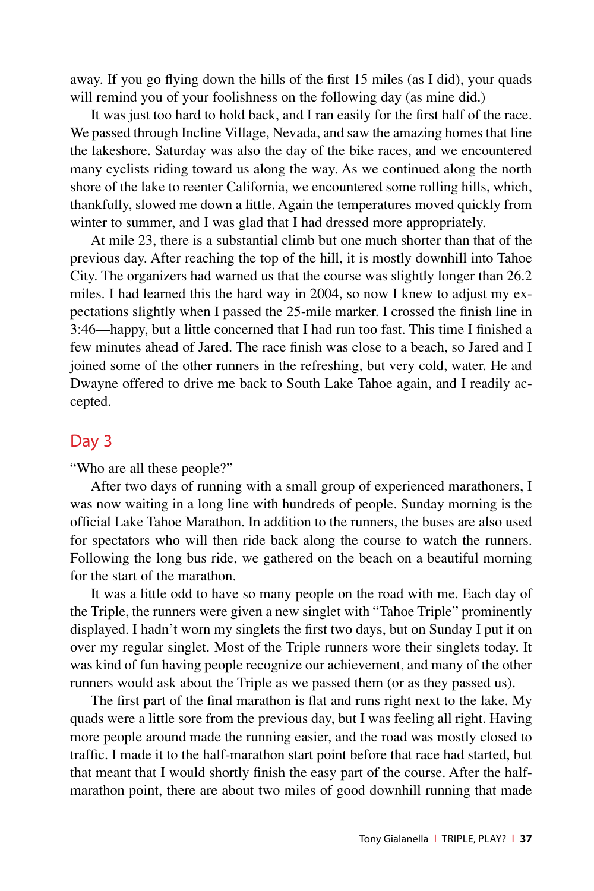away. If you go flying down the hills of the first 15 miles (as I did), your quads will remind you of your foolishness on the following day (as mine did.)

It was just too hard to hold back, and I ran easily for the first half of the race. We passed through Incline Village, Nevada, and saw the amazing homes that line the lakeshore. Saturday was also the day of the bike races, and we encountered many cyclists riding toward us along the way. As we continued along the north shore of the lake to reenter California, we encountered some rolling hills, which, thankfully, slowed me down a little. Again the temperatures moved quickly from winter to summer, and I was glad that I had dressed more appropriately.

At mile 23, there is a substantial climb but one much shorter than that of the previous day. After reaching the top of the hill, it is mostly downhill into Tahoe City. The organizers had warned us that the course was slightly longer than 26.2 miles. I had learned this the hard way in 2004, so now I knew to adjust my expectations slightly when I passed the 25-mile marker. I crossed the finish line in 3:46—happy, but a little concerned that I had run too fast. This time I finished a few minutes ahead of Jared. The race finish was close to a beach, so Jared and I joined some of the other runners in the refreshing, but very cold, water. He and Dwayne offered to drive me back to South Lake Tahoe again, and I readily accepted.

## Day 3

"Who are all these people?"

After two days of running with a small group of experienced marathoners, I was now waiting in a long line with hundreds of people. Sunday morning is the official Lake Tahoe Marathon. In addition to the runners, the buses are also used for spectators who will then ride back along the course to watch the runners. Following the long bus ride, we gathered on the beach on a beautiful morning for the start of the marathon.

It was a little odd to have so many people on the road with me. Each day of the Triple, the runners were given a new singlet with "Tahoe Triple" prominently displayed. I hadn't worn my singlets the first two days, but on Sunday I put it on over my regular singlet. Most of the Triple runners wore their singlets today. It was kind of fun having people recognize our achievement, and many of the other runners would ask about the Triple as we passed them (or as they passed us).

The first part of the final marathon is flat and runs right next to the lake. My quads were a little sore from the previous day, but I was feeling all right. Having more people around made the running easier, and the road was mostly closed to traffic. I made it to the half-marathon start point before that race had started, but that meant that I would shortly finish the easy part of the course. After the half-marathon point, there are about two miles of good downhill running that made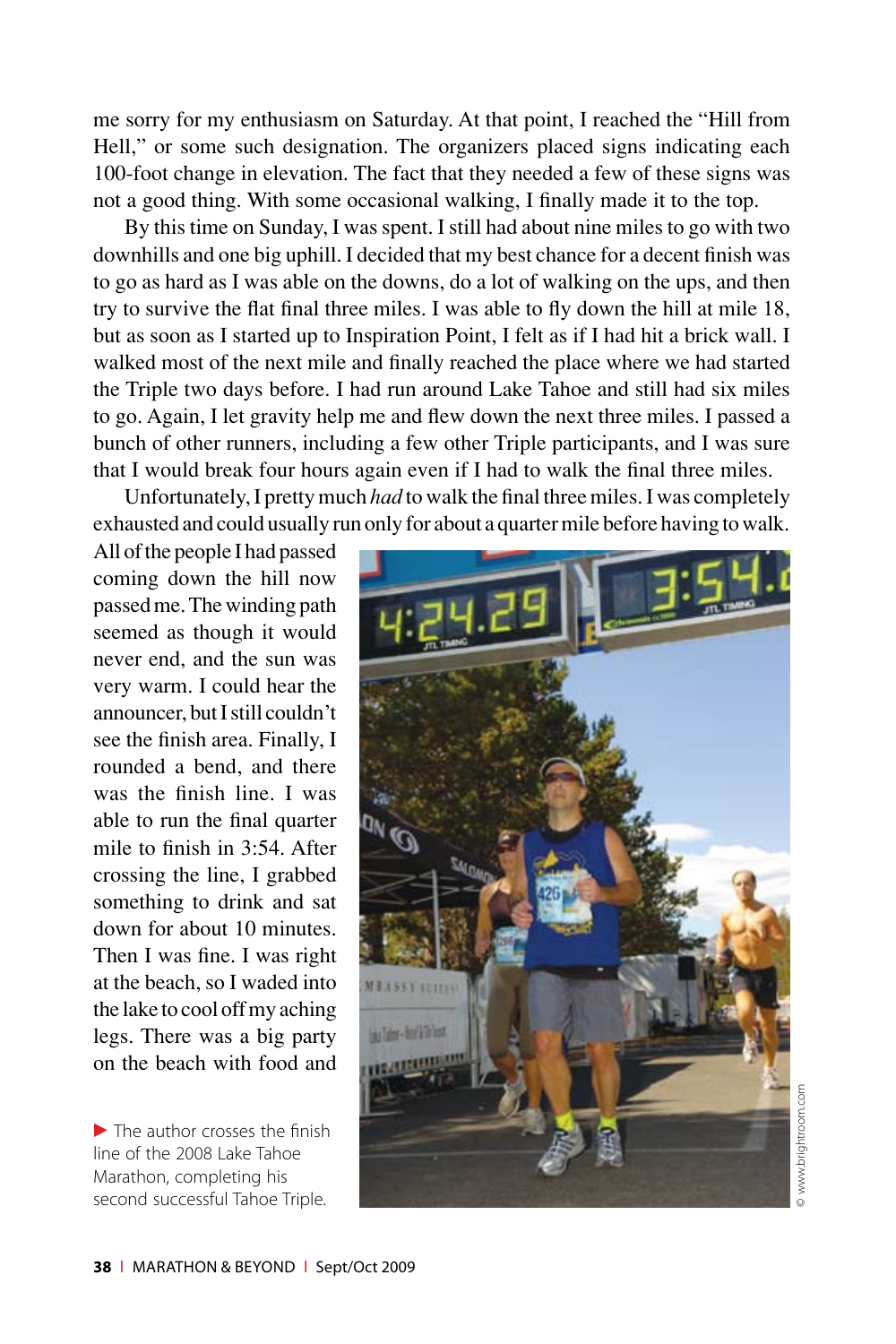me sorry for my enthusiasm on Saturday. At that point, I reached the "Hill from Hell," or some such designation. The organizers placed signs indicating each 100-foot change in elevation. The fact that they needed a few of these signs was not a good thing. With some occasional walking, I finally made it to the top.

By this time on Sunday, I was spent. I still had about nine miles to go with two downhills and one big uphill. I decided that my best chance for a decent finish was to go as hard as I was able on the downs, do a lot of walking on the ups, and then try to survive the flat final three miles. I was able to fly down the hill at mile 18, but as soon as I started up to Inspiration Point, I felt as if I had hit a brick wall. I walked most of the next mile and finally reached the place where we had started the Triple two days before. I had run around Lake Tahoe and still had six miles to go. Again, I let gravity help me and flew down the next three miles. I passed a bunch of other runners, including a few other Triple participants, and I was sure that I would break four hours again even if I had to walk the final three miles.

Unfortunately, I pretty much *had* to walk the final three miles. I was completely exhausted and could usually run only for about a quarter mile before having to walk. All of the people I had passed coming down the hill now passed me. The winding path seemed as though it would never end, and the sun was very warm. I could hear the announcer, but I still couldn't see the finish area. Finally, I rounded a bend, and there was the finish line. I was able to run the final quarter mile to finish in 3:54. After crossing the line, I grabbed something to drink and sat down for about 10 minutes. Then I was fine. I was right at the beach, so I waded into the lake to cool off my aching legs. There was a big party on the beach with food and

▶ The author crosses the finish line of the 2008 Lake Tahoe Marathon, completing his second successful Tahoe Triple.

© www.brightroom.com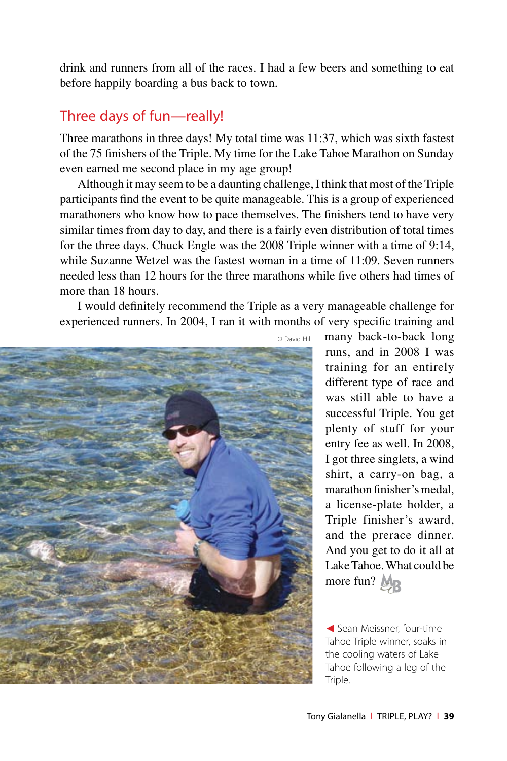drink and runners from all of the races. I had a few beers and something to eat before happily boarding a bus back to town.

## Three days of fun—really!

Three marathons in three days! My total time was 11:37, which was sixth fastest of the 75 finishers of the Triple. My time for the Lake Tahoe Marathon on Sunday even earned me second place in my age group!

Although it may seem to be a daunting challenge, I think that most of the Triple participants find the event to be quite manageable. This is a group of experienced marathoners who know how to pace themselves. The finishers tend to have very similar times from day to day, and there is a fairly even distribution of total times for the three days. Chuck Engle was the 2008 Triple winner with a time of 9:14, while Suzanne Wetzel was the fastest woman in a time of 11:09. Seven runners needed less than 12 hours for the three marathons while five others had times of more than 18 hours.

I would definitely recommend the Triple as a very manageable challenge for experienced runners. In 2004, I ran it with months of very specific training and many back-to-back long runs, and in 2008 I was training for an entirely different type of race and was still able to have a successful Triple. You get plenty of stuff for your entry fee as well. In 2008, I got three singlets, a wind shirt, a carry-on bag, a marathon finisher's medal, a license-plate holder, a Triple finisher's award, and the prerace dinner. And you get to do it all at Lake Tahoe. What could be more fun?

© David Hill

◀ Sean Meissner, four-time Tahoe Triple winner, soaks in the cooling waters of Lake Tahoe following a leg of the Triple.